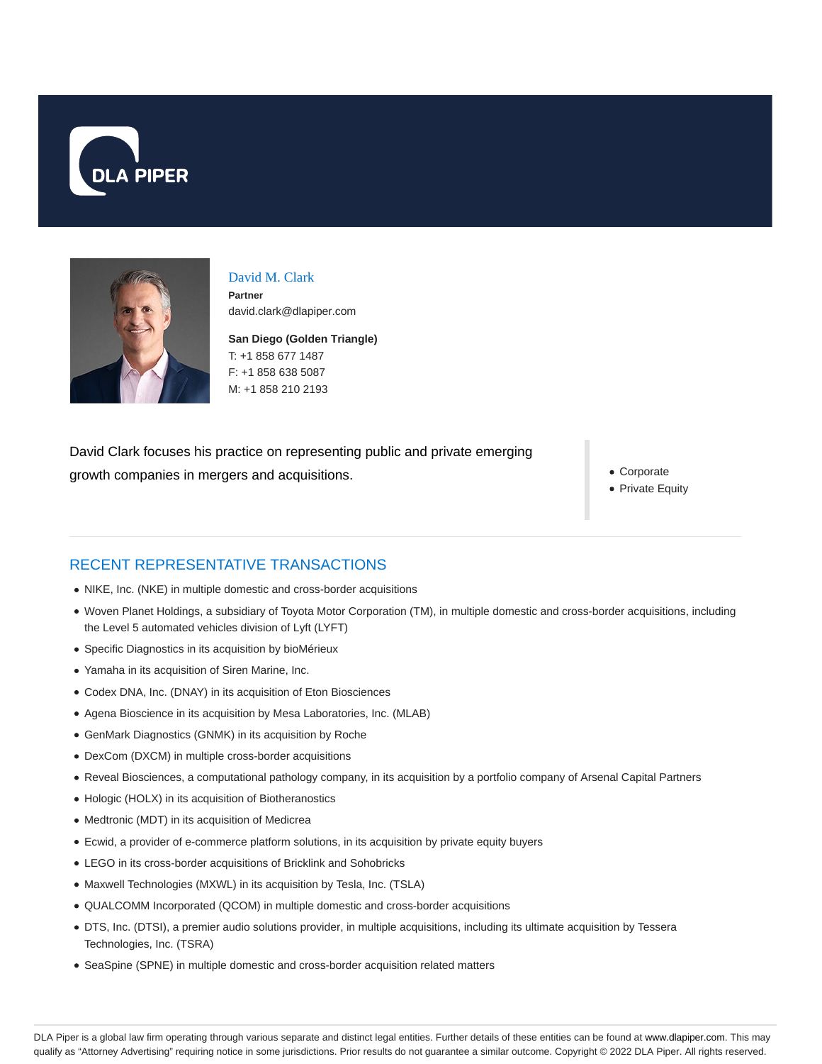DLA PIPER

# David M. Clark

**Partner**
david.clark@dlapiper.com

**San Diego (Golden Triangle)**
T: +1 858 677 1487
F: +1 858 638 5087
M: +1 858 210 2193

David Clark focuses his practice on representing public and private emerging growth companies in mergers and acquisitions.

- Corporate
- Private Equity

## RECENT REPRESENTATIVE TRANSACTIONS

- NIKE, Inc. (NKE) in multiple domestic and cross-border acquisitions
- Woven Planet Holdings, a subsidiary of Toyota Motor Corporation (TM), in multiple domestic and cross-border acquisitions, including the Level 5 automated vehicles division of Lyft (LYFT)
- Specific Diagnostics in its acquisition by bioMérieux
- Yamaha in its acquisition of Siren Marine, Inc.
- Codex DNA, Inc. (DNAY) in its acquisition of Eton Biosciences
- Agena Bioscience in its acquisition by Mesa Laboratories, Inc. (MLAB)
- GenMark Diagnostics (GNMK) in its acquisition by Roche
- DexCom (DXCM) in multiple cross-border acquisitions
- Reveal Biosciences, a computational pathology company, in its acquisition by a portfolio company of Arsenal Capital Partners
- Hologic (HOLX) in its acquisition of Biotheranostics
- Medtronic (MDT) in its acquisition of Medicrea
- Ecwid, a provider of e-commerce platform solutions, in its acquisition by private equity buyers
- LEGO in its cross-border acquisitions of Bricklink and Sohobricks
- Maxwell Technologies (MXWL) in its acquisition by Tesla, Inc. (TSLA)
- QUALCOMM Incorporated (QCOM) in multiple domestic and cross-border acquisitions
- DTS, Inc. (DTSI), a premier audio solutions provider, in multiple acquisitions, including its ultimate acquisition by Tessera Technologies, Inc. (TSRA)
- SeaSpine (SPNE) in multiple domestic and cross-border acquisition related matters

DLA Piper is a global law firm operating through various separate and distinct legal entities. Further details of these entities can be found at www.dlapiper.com. This may qualify as "Attorney Advertising" requiring notice in some jurisdictions. Prior results do not guarantee a similar outcome. Copyright © 2022 DLA Piper. All rights reserved.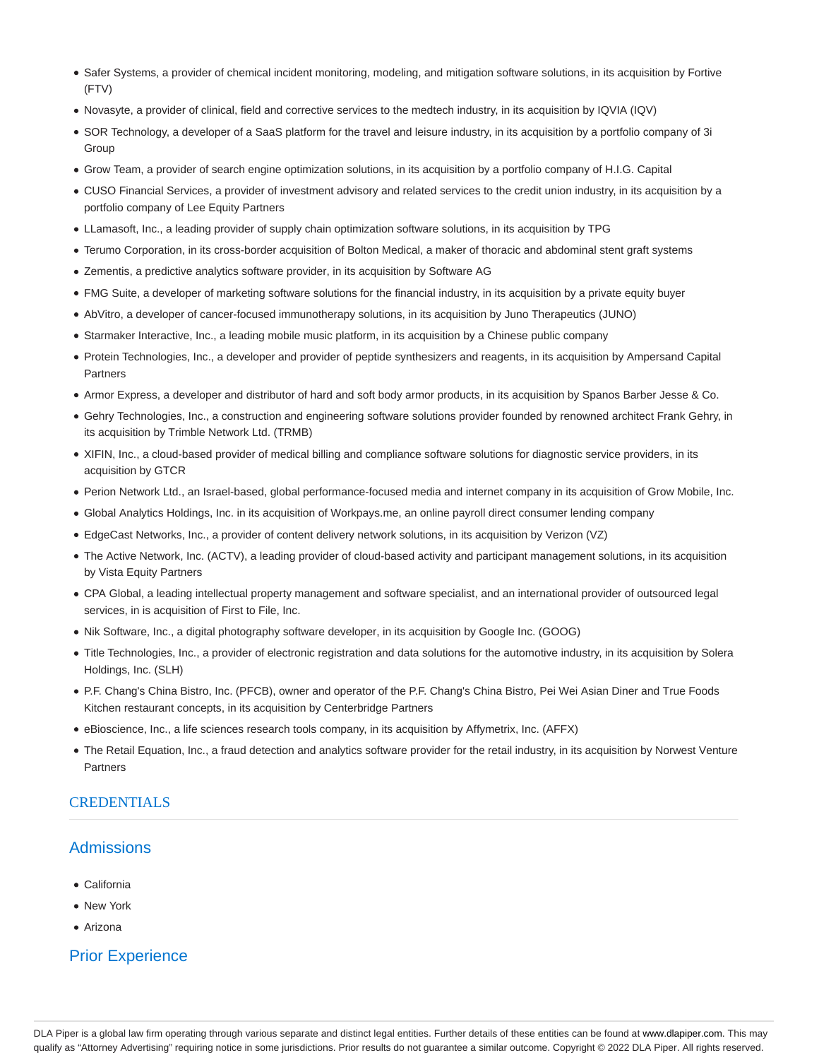- Safer Systems, a provider of chemical incident monitoring, modeling, and mitigation software solutions, in its acquisition by Fortive (FTV)
- Novasyte, a provider of clinical, field and corrective services to the medtech industry, in its acquisition by IQVIA (IQV)
- SOR Technology, a developer of a SaaS platform for the travel and leisure industry, in its acquisition by a portfolio company of 3i Group
- Grow Team, a provider of search engine optimization solutions, in its acquisition by a portfolio company of H.I.G. Capital
- CUSO Financial Services, a provider of investment advisory and related services to the credit union industry, in its acquisition by a portfolio company of Lee Equity Partners
- LLamasoft, Inc., a leading provider of supply chain optimization software solutions, in its acquisition by TPG
- Terumo Corporation, in its cross-border acquisition of Bolton Medical, a maker of thoracic and abdominal stent graft systems
- Zementis, a predictive analytics software provider, in its acquisition by Software AG
- FMG Suite, a developer of marketing software solutions for the financial industry, in its acquisition by a private equity buyer
- AbVitro, a developer of cancer-focused immunotherapy solutions, in its acquisition by Juno Therapeutics (JUNO)
- Starmaker Interactive, Inc., a leading mobile music platform, in its acquisition by a Chinese public company
- Protein Technologies, Inc., a developer and provider of peptide synthesizers and reagents, in its acquisition by Ampersand Capital Partners
- Armor Express, a developer and distributor of hard and soft body armor products, in its acquisition by Spanos Barber Jesse & Co.
- Gehry Technologies, Inc., a construction and engineering software solutions provider founded by renowned architect Frank Gehry, in its acquisition by Trimble Network Ltd. (TRMB)
- XIFIN, Inc., a cloud-based provider of medical billing and compliance software solutions for diagnostic service providers, in its acquisition by GTCR
- Perion Network Ltd., an Israel-based, global performance-focused media and internet company in its acquisition of Grow Mobile, Inc.
- Global Analytics Holdings, Inc. in its acquisition of Workpays.me, an online payroll direct consumer lending company
- EdgeCast Networks, Inc., a provider of content delivery network solutions, in its acquisition by Verizon (VZ)
- The Active Network, Inc. (ACTV), a leading provider of cloud-based activity and participant management solutions, in its acquisition by Vista Equity Partners
- CPA Global, a leading intellectual property management and software specialist, and an international provider of outsourced legal services, in is acquisition of First to File, Inc.
- Nik Software, Inc., a digital photography software developer, in its acquisition by Google Inc. (GOOG)
- Title Technologies, Inc., a provider of electronic registration and data solutions for the automotive industry, in its acquisition by Solera Holdings, Inc. (SLH)
- P.F. Chang's China Bistro, Inc. (PFCB), owner and operator of the P.F. Chang's China Bistro, Pei Wei Asian Diner and True Foods Kitchen restaurant concepts, in its acquisition by Centerbridge Partners
- eBioscience, Inc., a life sciences research tools company, in its acquisition by Affymetrix, Inc. (AFFX)
- The Retail Equation, Inc., a fraud detection and analytics software provider for the retail industry, in its acquisition by Norwest Venture Partners

## CREDENTIALS

### Admissions

- California
- New York
- Arizona

### Prior Experience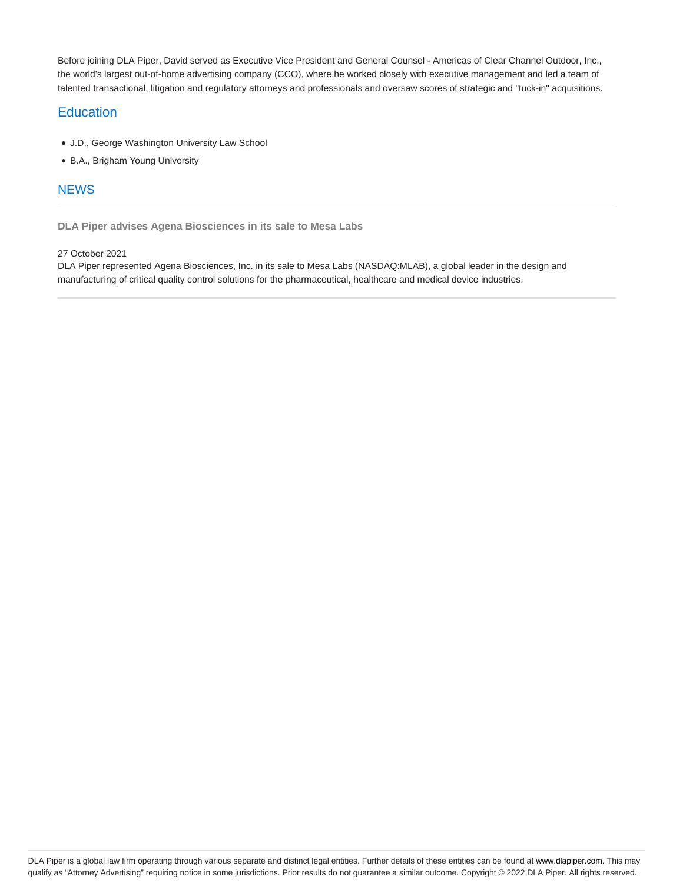Before joining DLA Piper, David served as Executive Vice President and General Counsel - Americas of Clear Channel Outdoor, Inc., the world's largest out-of-home advertising company (CCO), where he worked closely with executive management and led a team of talented transactional, litigation and regulatory attorneys and professionals and oversaw scores of strategic and "tuck-in" acquisitions.

## Education

- J.D., George Washington University Law School
- B.A., Brigham Young University

## NEWS

**DLA Piper advises Agena Biosciences in its sale to Mesa Labs**

27 October 2021

DLA Piper represented Agena Biosciences, Inc. in its sale to Mesa Labs (NASDAQ:MLAB), a global leader in the design and manufacturing of critical quality control solutions for the pharmaceutical, healthcare and medical device industries.

DLA Piper is a global law firm operating through various separate and distinct legal entities. Further details of these entities can be found at www.dlapiper.com. This may qualify as "Attorney Advertising" requiring notice in some jurisdictions. Prior results do not guarantee a similar outcome. Copyright © 2022 DLA Piper. All rights reserved.